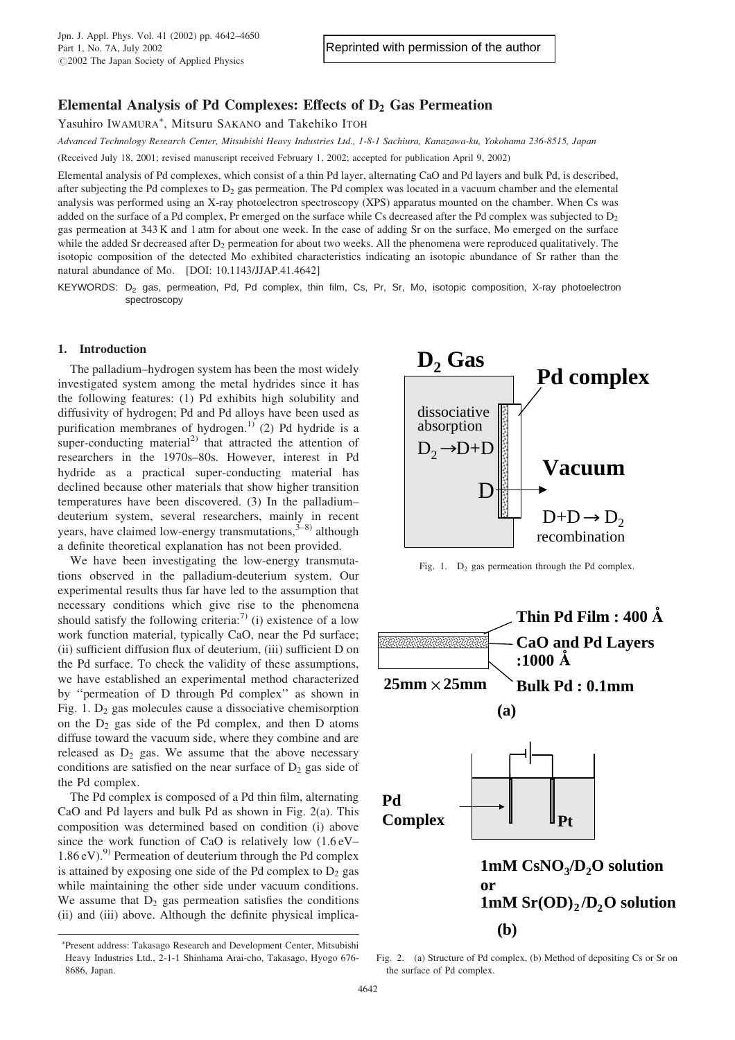Reprinted with permission of the author

# Elemental Analysis of Pd Complexes: Effects of $D_2$ Gas Permeation

Yasuhiro IWAMURA*, Mitsuru SAKANO and Takehiko ITOH

*Advanced Technology Research Center, Mitsubishi Heavy Industries Ltd., 1-8-1 Sachiura, Kanazawa-ku, Yokohama 236-8515, Japan*

(Received July 18, 2001; revised manuscript received February 1, 2002; accepted for publication April 9, 2002)

Elemental analysis of Pd complexes, which consist of a thin Pd layer, alternating CaO and Pd layers and bulk Pd, is described, after subjecting the Pd complexes to $D_2$ gas permeation. The Pd complex was located in a vacuum chamber and the elemental analysis was performed using an X-ray photoelectron spectroscopy (XPS) apparatus mounted on the chamber. When Cs was added on the surface of a Pd complex, Pr emerged on the surface while Cs decreased after the Pd complex was subjected to $D_2$ gas permeation at 343 K and 1 atm for about one week. In the case of adding Sr on the surface, Mo emerged on the surface while the added Sr decreased after $D_2$ permeation for about two weeks. All the phenomena were reproduced qualitatively. The isotopic composition of the detected Mo exhibited characteristics indicating an isotopic abundance of Sr rather than the natural abundance of Mo. [DOI: 10.1143/JJAP.41.4642]

KEYWORDS: $D_2$ gas, permeation, Pd, Pd complex, thin film, Cs, Pr, Sr, Mo, isotopic composition, X-ray photoelectron spectroscopy

## 1. Introduction

The palladium–hydrogen system has been the most widely investigated system among the metal hydrides since it has the following features: (1) Pd exhibits high solubility and diffusivity of hydrogen; Pd and Pd alloys have been used as purification membranes of hydrogen.[1] (2) Pd hydride is a super-conducting material[2] that attracted the attention of researchers in the 1970s–80s. However, interest in Pd hydride as a practical super-conducting material has declined because other materials that show higher transition temperatures have been discovered. (3) In the palladium–deuterium system, several researchers, mainly in recent years, have claimed low-energy transmutations,[3–8] although a definite theoretical explanation has not been provided.

We have been investigating the low-energy transmutations observed in the palladium-deuterium system. Our experimental results thus far have led to the assumption that necessary conditions which give rise to the phenomena should satisfy the following criteria:[7] (i) existence of a low work function material, typically CaO, near the Pd surface; (ii) sufficient diffusion flux of deuterium, (iii) sufficient D on the Pd surface. To check the validity of these assumptions, we have established an experimental method characterized by "permeation of D through Pd complex" as shown in Fig. 1. $D_2$ gas molecules cause a dissociative chemisorption on the $D_2$ gas side of the Pd complex, and then D atoms diffuse toward the vacuum side, where they combine and are released as $D_2$ gas. We assume that the above necessary conditions are satisfied on the near surface of $D_2$ gas side of the Pd complex.

The Pd complex is composed of a Pd thin film, alternating CaO and Pd layers and bulk Pd as shown in Fig. 2(a). This composition was determined based on condition (i) above since the work function of CaO is relatively low (1.6 eV–1.86 eV).[9] Permeation of deuterium through the Pd complex is attained by exposing one side of the Pd complex to $D_2$ gas while maintaining the other side under vacuum conditions. We assume that $D_2$ gas permeation satisfies the conditions (ii) and (iii) above. Although the definite physical implica-

Fig. 1. $D_2$ gas permeation through the Pd complex.

Fig. 2. (a) Structure of Pd complex, (b) Method of depositing Cs or Sr on the surface of Pd complex.

*Present address: Takasago Research and Development Center, Mitsubishi Heavy Industries Ltd., 2-1-1 Shinhama Arai-cho, Takasago, Hyogo 676-8686, Japan.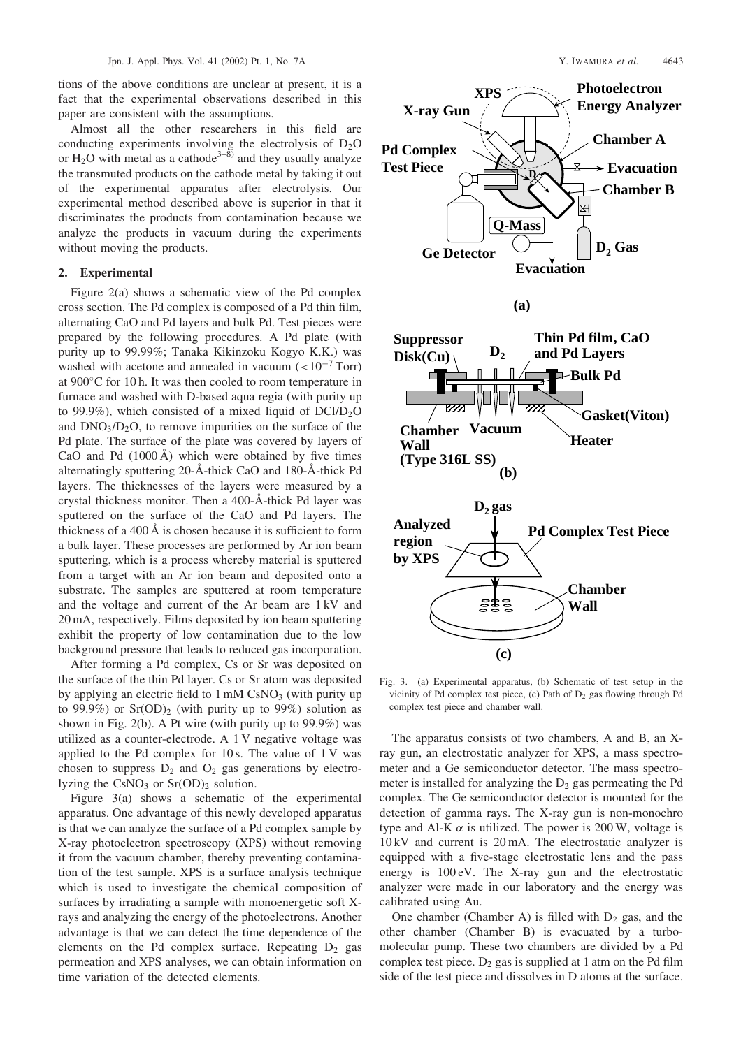tions of the above conditions are unclear at present, it is a fact that the experimental observations described in this paper are consistent with the assumptions.

Almost all the other researchers in this field are conducting experiments involving the electrolysis of $D_2O$ or $H_2O$ with metal as a cathode[3–8] and they usually analyze the transmuted products on the cathode metal by taking it out of the experimental apparatus after electrolysis. Our experimental method described above is superior in that it discriminates the products from contamination because we analyze the products in vacuum during the experiments without moving the products.

## 2. Experimental

Figure 2(a) shows a schematic view of the Pd complex cross section. The Pd complex is composed of a Pd thin film, alternating CaO and Pd layers and bulk Pd. Test pieces were prepared by the following procedures. A Pd plate (with purity up to 99.99%; Tanaka Kikinzoku Kogyo K.K.) was washed with acetone and annealed in vacuum ($<10^{-7}$ Torr) at 900°C for 10 h. It was then cooled to room temperature in furnace and washed with D-based aqua regia (with purity up to 99.9%), which consisted of a mixed liquid of $DCl/D_2O$ and $DNO_3/D_2O$, to remove impurities on the surface of the Pd plate. The surface of the plate was covered by layers of CaO and Pd (1000 Å) which were obtained by five times alternatingly sputtering 20-Å-thick CaO and 180-Å-thick Pd layers. The thicknesses of the layers were measured by a crystal thickness monitor. Then a 400-Å-thick Pd layer was sputtered on the surface of the CaO and Pd layers. The thickness of a 400 Å is chosen because it is sufficient to form a bulk layer. These processes are performed by Ar ion beam sputtering, which is a process whereby material is sputtered from a target with an Ar ion beam and deposited onto a substrate. The samples are sputtered at room temperature and the voltage and current of the Ar beam are 1 kV and 20 mA, respectively. Films deposited by ion beam sputtering exhibit the property of low contamination due to the low background pressure that leads to reduced gas incorporation.

After forming a Pd complex, Cs or Sr was deposited on the surface of the thin Pd layer. Cs or Sr atom was deposited by applying an electric field to 1 mM $CsNO_3$ (with purity up to 99.9%) or $Sr(OD)_2$ (with purity up to 99%) solution as shown in Fig. 2(b). A Pt wire (with purity up to 99.9%) was utilized as a counter-electrode. A 1 V negative voltage was applied to the Pd complex for 10 s. The value of 1 V was chosen to suppress $D_2$ and $O_2$ gas generations by electrolyzing the $CsNO_3$ or $Sr(OD)_2$ solution.

Figure 3(a) shows a schematic of the experimental apparatus. One advantage of this newly developed apparatus is that we can analyze the surface of a Pd complex sample by X-ray photoelectron spectroscopy (XPS) without removing it from the vacuum chamber, thereby preventing contamination of the test sample. XPS is a surface analysis technique which is used to investigate the chemical composition of surfaces by irradiating a sample with monoenergetic soft X-rays and analyzing the energy of the photoelectrons. Another advantage is that we can detect the time dependence of the elements on the Pd complex surface. Repeating $D_2$ gas permeation and XPS analyses, we can obtain information on time variation of the detected elements.

Fig. 3. (a) Experimental apparatus, (b) Schematic of test setup in the vicinity of Pd complex test piece, (c) Path of $D_2$ gas flowing through Pd complex test piece and chamber wall.

The apparatus consists of two chambers, A and B, an X-ray gun, an electrostatic analyzer for XPS, a mass spectrometer and a Ge semiconductor detector. The mass spectrometer is installed for analyzing the $D_2$ gas permeating the Pd complex. The Ge semiconductor detector is mounted for the detection of gamma rays. The X-ray gun is non-monochro type and Al-K $\alpha$ is utilized. The power is 200 W, voltage is 10 kV and current is 20 mA. The electrostatic analyzer is equipped with a five-stage electrostatic lens and the pass energy is 100 eV. The X-ray gun and the electrostatic analyzer were made in our laboratory and the energy was calibrated using Au.

One chamber (Chamber A) is filled with $D_2$ gas, and the other chamber (Chamber B) is evacuated by a turbo-molecular pump. These two chambers are divided by a Pd complex test piece. $D_2$ gas is supplied at 1 atm on the Pd film side of the test piece and dissolves in D atoms at the surface.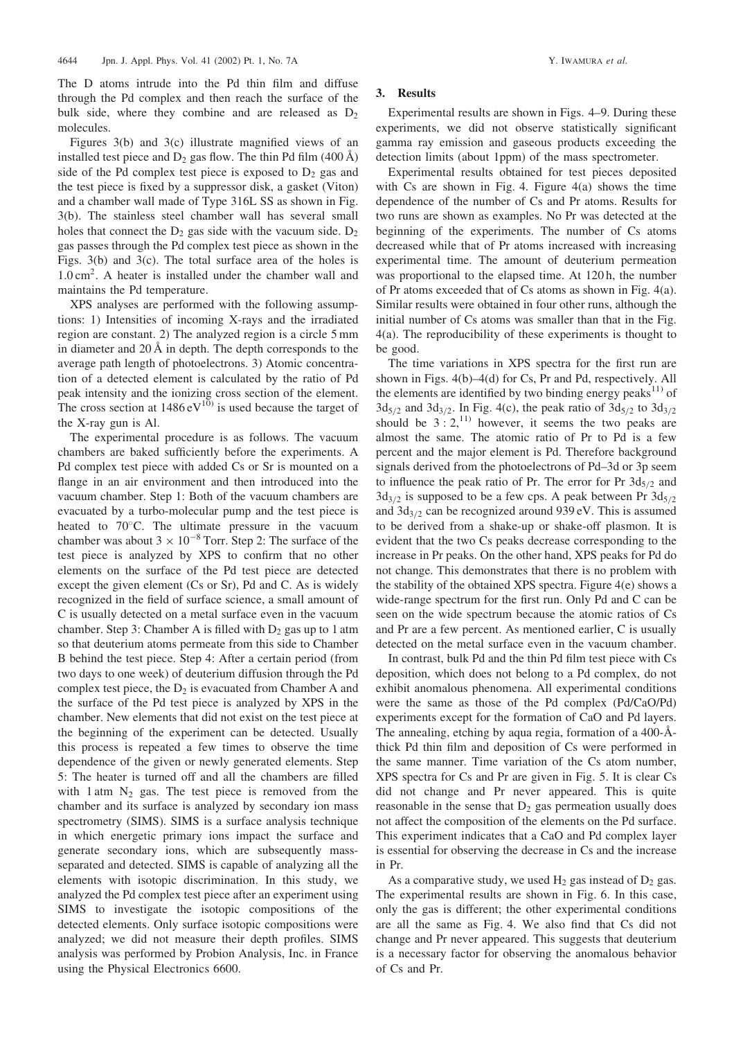The D atoms intrude into the Pd thin film and diffuse through the Pd complex and then reach the surface of the bulk side, where they combine and are released as $D_2$ molecules.

Figures 3(b) and 3(c) illustrate magnified views of an installed test piece and $D_2$ gas flow. The thin Pd film (400 Å) side of the Pd complex test piece is exposed to $D_2$ gas and the test piece is fixed by a suppressor disk, a gasket (Viton) and a chamber wall made of Type 316L SS as shown in Fig. 3(b). The stainless steel chamber wall has several small holes that connect the $D_2$ gas side with the vacuum side. $D_2$ gas passes through the Pd complex test piece as shown in the Figs. 3(b) and 3(c). The total surface area of the holes is 1.0 $cm^2$. A heater is installed under the chamber wall and maintains the Pd temperature.

XPS analyses are performed with the following assumptions: 1) Intensities of incoming X-rays and the irradiated region are constant. 2) The analyzed region is a circle 5 mm in diameter and 20 Å in depth. The depth corresponds to the average path length of photoelectrons. 3) Atomic concentration of a detected element is calculated by the ratio of Pd peak intensity and the ionizing cross section of the element. The cross section at 1486 eV[10] is used because the target of the X-ray gun is Al.

The experimental procedure is as follows. The vacuum chambers are baked sufficiently before the experiments. A Pd complex test piece with added Cs or Sr is mounted on a flange in an air environment and then introduced into the vacuum chamber. Step 1: Both of the vacuum chambers are evacuated by a turbo-molecular pump and the test piece is heated to 70°C. The ultimate pressure in the vacuum chamber was about $3 \times 10^{-8}$ Torr. Step 2: The surface of the test piece is analyzed by XPS to confirm that no other elements on the surface of the Pd test piece are detected except the given element (Cs or Sr), Pd and C. As is widely recognized in the field of surface science, a small amount of C is usually detected on a metal surface even in the vacuum chamber. Step 3: Chamber A is filled with $D_2$ gas up to 1 atm so that deuterium atoms permeate from this side to Chamber B behind the test piece. Step 4: After a certain period (from two days to one week) of deuterium diffusion through the Pd complex test piece, the $D_2$ is evacuated from Chamber A and the surface of the Pd test piece is analyzed by XPS in the chamber. New elements that did not exist on the test piece at the beginning of the experiment can be detected. Usually this process is repeated a few times to observe the time dependence of the given or newly generated elements. Step 5: The heater is turned off and all the chambers are filled with 1 atm $N_2$ gas. The test piece is removed from the chamber and its surface is analyzed by secondary ion mass spectrometry (SIMS). SIMS is a surface analysis technique in which energetic primary ions impact the surface and generate secondary ions, which are subsequently mass-separated and detected. SIMS is capable of analyzing all the elements with isotopic discrimination. In this study, we analyzed the Pd complex test piece after an experiment using SIMS to investigate the isotopic compositions of the detected elements. Only surface isotopic compositions were analyzed; we did not measure their depth profiles. SIMS analysis was performed by Probion Analysis, Inc. in France using the Physical Electronics 6600.

## 3. Results

Experimental results are shown in Figs. 4–9. During these experiments, we did not observe statistically significant gamma ray emission and gaseous products exceeding the detection limits (about 1ppm) of the mass spectrometer.

Experimental results obtained for test pieces deposited with Cs are shown in Fig. 4. Figure 4(a) shows the time dependence of the number of Cs and Pr atoms. Results for two runs are shown as examples. No Pr was detected at the beginning of the experiments. The number of Cs atoms decreased while that of Pr atoms increased with increasing experimental time. The amount of deuterium permeation was proportional to the elapsed time. At 120 h, the number of Pr atoms exceeded that of Cs atoms as shown in Fig. 4(a). Similar results were obtained in four other runs, although the initial number of Cs atoms was smaller than that in the Fig. 4(a). The reproducibility of these experiments is thought to be good.

The time variations in XPS spectra for the first run are shown in Figs. 4(b)–4(d) for Cs, Pr and Pd, respectively. All the elements are identified by two binding energy peaks[11] of $3d_{5/2}$ and $3d_{3/2}$. In Fig. 4(c), the peak ratio of $3d_{5/2}$ to $3d_{3/2}$ should be $3:2$,[11] however, it seems the two peaks are almost the same. The atomic ratio of Pr to Pd is a few percent and the major element is Pd. Therefore background signals derived from the photoelectrons of Pd–3d or 3p seem to influence the peak ratio of Pr. The error for Pr $3d_{5/2}$ and $3d_{3/2}$ is supposed to be a few cps. A peak between Pr $3d_{5/2}$ and $3d_{3/2}$ can be recognized around 939 eV. This is assumed to be derived from a shake-up or shake-off plasmon. It is evident that the two Cs peaks decrease corresponding to the increase in Pr peaks. On the other hand, XPS peaks for Pd do not change. This demonstrates that there is no problem with the stability of the obtained XPS spectra. Figure 4(e) shows a wide-range spectrum for the first run. Only Pd and C can be seen on the wide spectrum because the atomic ratios of Cs and Pr are a few percent. As mentioned earlier, C is usually detected on the metal surface even in the vacuum chamber.

In contrast, bulk Pd and the thin Pd film test piece with Cs deposition, which does not belong to a Pd complex, do not exhibit anomalous phenomena. All experimental conditions were the same as those of the Pd complex (Pd/CaO/Pd) experiments except for the formation of CaO and Pd layers. The annealing, etching by aqua regia, formation of a 400-Å-thick Pd thin film and deposition of Cs were performed in the same manner. Time variation of the Cs atom number, XPS spectra for Cs and Pr are given in Fig. 5. It is clear Cs did not change and Pr never appeared. This is quite reasonable in the sense that $D_2$ gas permeation usually does not affect the composition of the elements on the Pd surface. This experiment indicates that a CaO and Pd complex layer is essential for observing the decrease in Cs and the increase in Pr.

As a comparative study, we used $H_2$ gas instead of $D_2$ gas. The experimental results are shown in Fig. 6. In this case, only the gas is different; the other experimental conditions are all the same as Fig. 4. We also find that Cs did not change and Pr never appeared. This suggests that deuterium is a necessary factor for observing the anomalous behavior of Cs and Pr.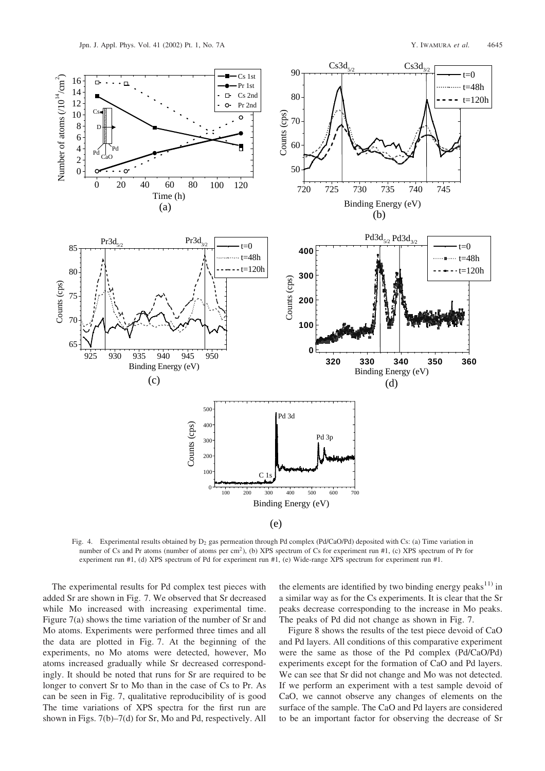Fig. 4. Experimental results obtained by $D_2$ gas permeation through Pd complex (Pd/CaO/Pd) deposited with Cs: (a) Time variation in number of Cs and Pr atoms (number of atoms per $cm^2$), (b) XPS spectrum of Cs for experiment run #1, (c) XPS spectrum of Pr for experiment run #1, (d) XPS spectrum of Pd for experiment run #1, (e) Wide-range XPS spectrum for experiment run #1.

The experimental results for Pd complex test pieces with added Sr are shown in Fig. 7. We observed that Sr decreased while Mo increased with increasing experimental time. Figure 7(a) shows the time variation of the number of Sr and Mo atoms. Experiments were performed three times and all the data are plotted in Fig. 7. At the beginning of the experiments, no Mo atoms were detected, however, Mo atoms increased gradually while Sr decreased correspondingly. It should be noted that runs for Sr are required to be longer to convert Sr to Mo than in the case of Cs to Pr. As can be seen in Fig. 7, qualitative reproducibility of is good The time variations of XPS spectra for the first run are shown in Figs. 7(b)–7(d) for Sr, Mo and Pd, respectively. All the elements are identified by two binding energy peaks[11] in a similar way as for the Cs experiments. It is clear that the Sr peaks decrease corresponding to the increase in Mo peaks. The peaks of Pd did not change as shown in Fig. 7.

Figure 8 shows the results of the test piece devoid of CaO and Pd layers. All conditions of this comparative experiment were the same as those of the Pd complex (Pd/CaO/Pd) experiments except for the formation of CaO and Pd layers. We can see that Sr did not change and Mo was not detected. If we perform an experiment with a test sample devoid of CaO, we cannot observe any changes of elements on the surface of the sample. The CaO and Pd layers are considered to be an important factor for observing the decrease of Sr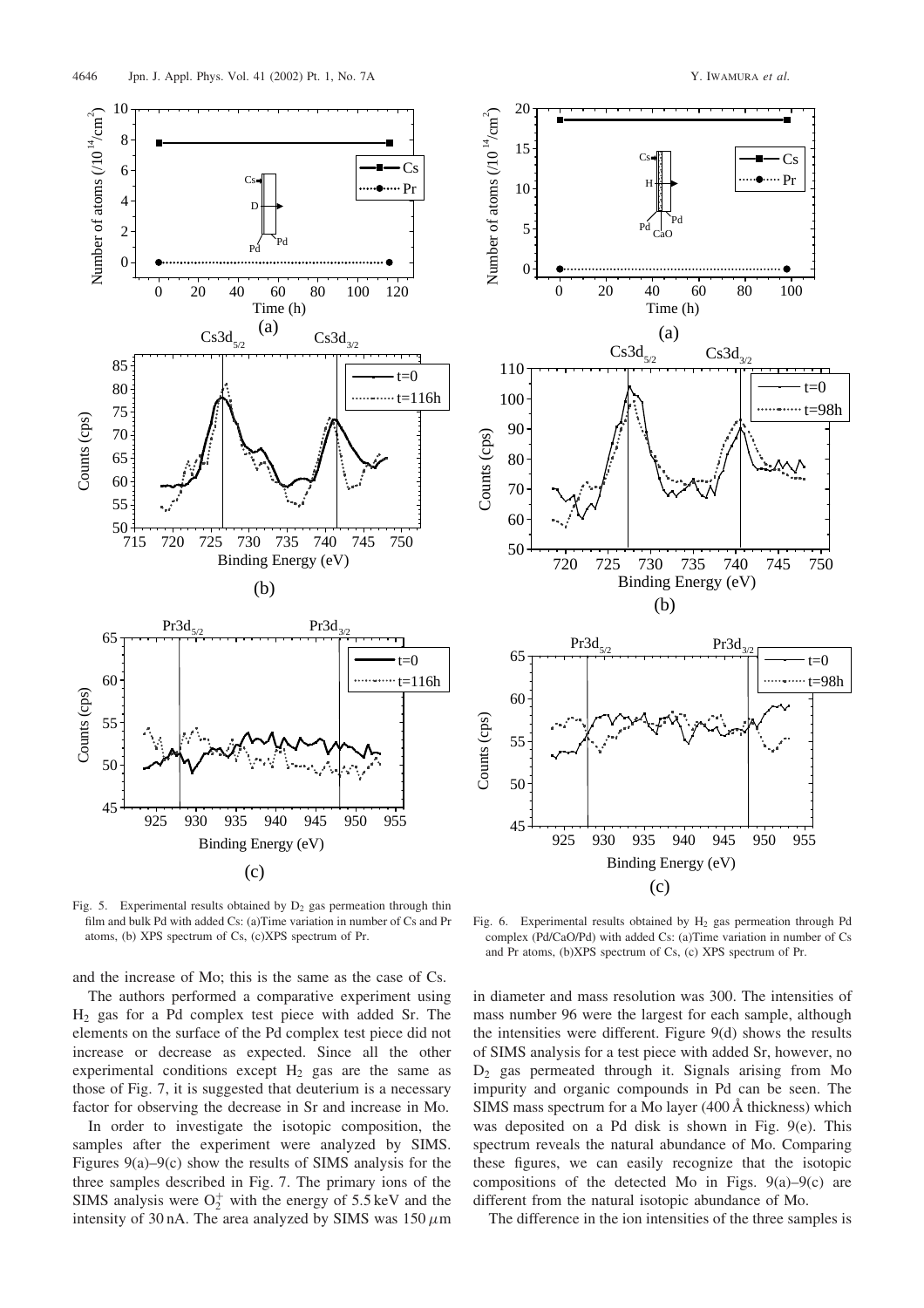Fig. 5. Experimental results obtained by $D_2$ gas permeation through thin film and bulk Pd with added Cs: (a)Time variation in number of Cs and Pr atoms, (b) XPS spectrum of Cs, (c)XPS spectrum of Pr.

Fig. 6. Experimental results obtained by $H_2$ gas permeation through Pd complex (Pd/CaO/Pd) with added Cs: (a)Time variation in number of Cs and Pr atoms, (b)XPS spectrum of Cs, (c) XPS spectrum of Pr.

and the increase of Mo; this is the same as the case of Cs.

The authors performed a comparative experiment using $H_2$ gas for a Pd complex test piece with added Sr. The elements on the surface of the Pd complex test piece did not increase or decrease as expected. Since all the other experimental conditions except $H_2$ gas are the same as those of Fig. 7, it is suggested that deuterium is a necessary factor for observing the decrease in Sr and increase in Mo.

In order to investigate the isotopic composition, the samples after the experiment were analyzed by SIMS. Figures 9(a)–9(c) show the results of SIMS analysis for the three samples described in Fig. 7. The primary ions of the SIMS analysis were $O_2^+$ with the energy of 5.5 keV and the intensity of 30 nA. The area analyzed by SIMS was 150 $\mu$m in diameter and mass resolution was 300. The intensities of mass number 96 were the largest for each sample, although the intensities were different. Figure 9(d) shows the results of SIMS analysis for a test piece with added Sr, however, no $D_2$ gas permeated through it. Signals arising from Mo impurity and organic compounds in Pd can be seen. The SIMS mass spectrum for a Mo layer (400 Å thickness) which was deposited on a Pd disk is shown in Fig. 9(e). This spectrum reveals the natural abundance of Mo. Comparing these figures, we can easily recognize that the isotopic compositions of the detected Mo in Figs. 9(a)–9(c) are different from the natural isotopic abundance of Mo.

The difference in the ion intensities of the three samples is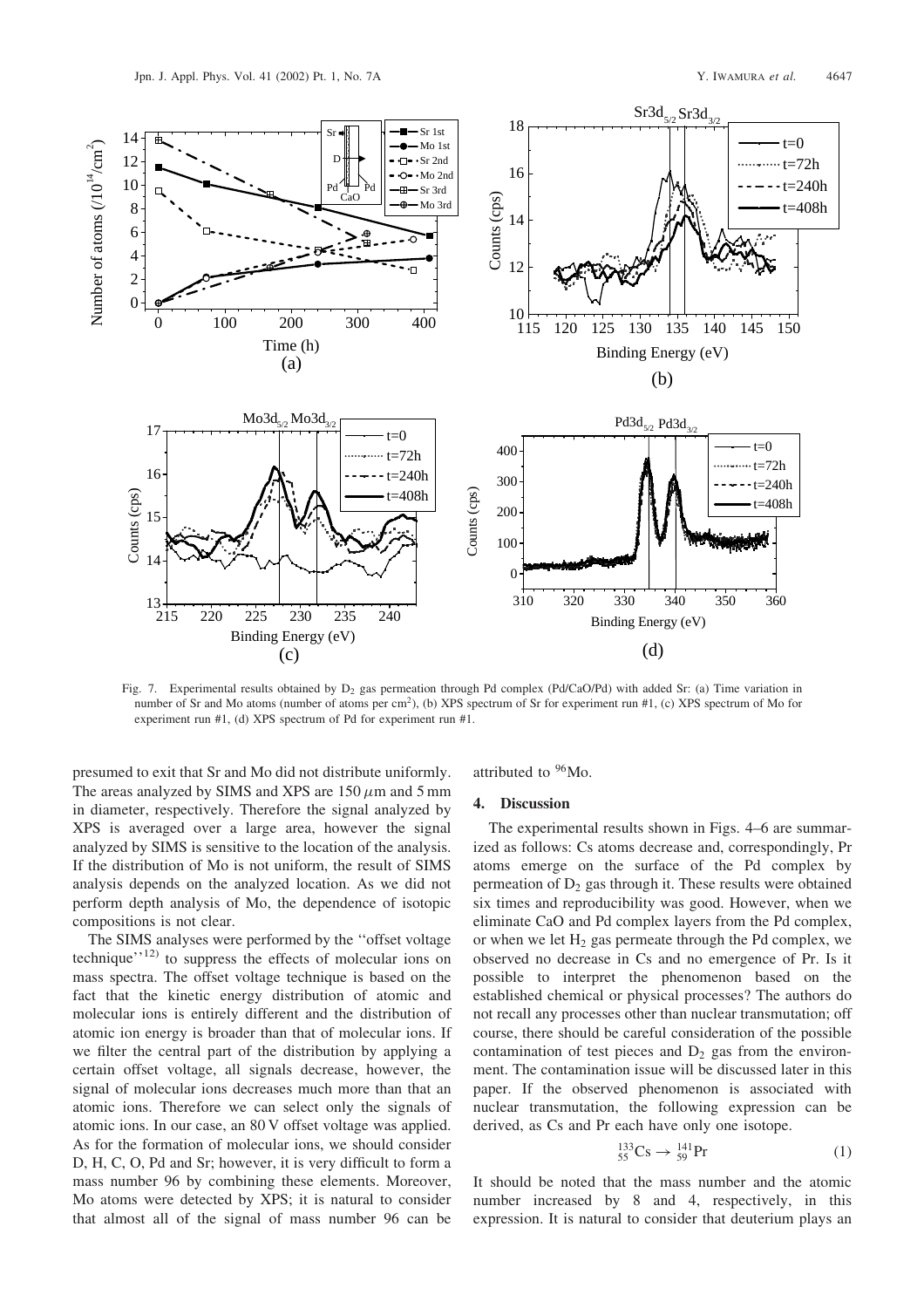Fig. 7. Experimental results obtained by $D_2$ gas permeation through Pd complex (Pd/CaO/Pd) with added Sr: (a) Time variation in number of Sr and Mo atoms (number of atoms per $cm^2$), (b) XPS spectrum of Sr for experiment run #1, (c) XPS spectrum of Mo for experiment run #1, (d) XPS spectrum of Pd for experiment run #1.

presumed to exit that Sr and Mo did not distribute uniformly. The areas analyzed by SIMS and XPS are 150 $\mu$m and 5 mm in diameter, respectively. Therefore the signal analyzed by XPS is averaged over a large area, however the signal analyzed by SIMS is sensitive to the location of the analysis. If the distribution of Mo is not uniform, the result of SIMS analysis depends on the analyzed location. As we did not perform depth analysis of Mo, the dependence of isotopic compositions is not clear.

The SIMS analyses were performed by the ''offset voltage technique''[12] to suppress the effects of molecular ions on mass spectra. The offset voltage technique is based on the fact that the kinetic energy distribution of atomic and molecular ions is entirely different and the distribution of atomic ion energy is broader than that of molecular ions. If we filter the central part of the distribution by applying a certain offset voltage, all signals decrease, however, the signal of molecular ions decreases much more than that an atomic ions. Therefore we can select only the signals of atomic ions. In our case, an 80 V offset voltage was applied. As for the formation of molecular ions, we should consider D, H, C, O, Pd and Sr; however, it is very difficult to form a mass number 96 by combining these elements. Moreover, Mo atoms were detected by XPS; it is natural to consider that almost all of the signal of mass number 96 can be attributed to $^{96}$Mo.

## 4. Discussion

The experimental results shown in Figs. 4–6 are summarized as follows: Cs atoms decrease and, correspondingly, Pr atoms emerge on the surface of the Pd complex by permeation of $D_2$ gas through it. These results were obtained six times and reproducibility was good. However, when we eliminate CaO and Pd complex layers from the Pd complex, or when we let $H_2$ gas permeate through the Pd complex, we observed no decrease in Cs and no emergence of Pr. Is it possible to interpret the phenomenon based on the established chemical or physical processes? The authors do not recall any processes other than nuclear transmutation; off course, there should be careful consideration of the possible contamination of test pieces and $D_2$ gas from the environment. The contamination issue will be discussed later in this paper. If the observed phenomenon is associated with nuclear transmutation, the following expression can be derived, as Cs and Pr each have only one isotope.

$$^{133}_{55}\mathrm{Cs} \rightarrow {}^{141}_{59}\mathrm{Pr} \tag{1}$$

It should be noted that the mass number and the atomic number increased by 8 and 4, respectively, in this expression. It is natural to consider that deuterium plays an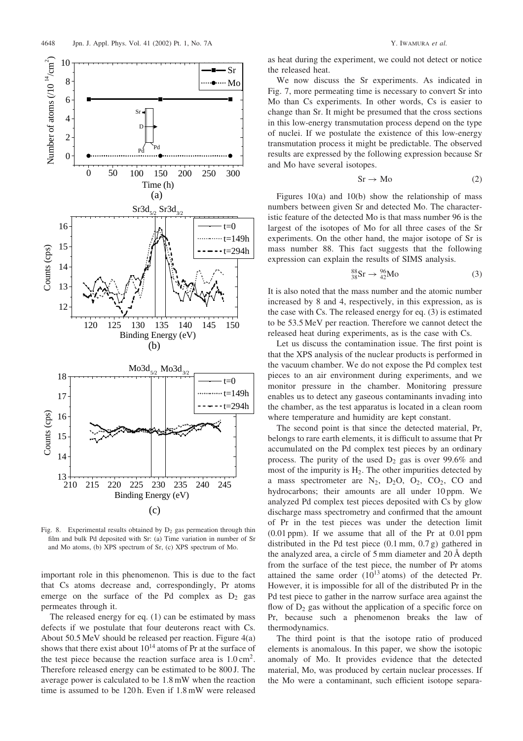Fig. 8. Experimental results obtained by $D_2$ gas permeation through thin film and bulk Pd deposited with Sr: (a) Time variation in number of Sr and Mo atoms, (b) XPS spectrum of Sr, (c) XPS spectrum of Mo.

important role in this phenomenon. This is due to the fact that Cs atoms decrease and, correspondingly, Pr atoms emerge on the surface of the Pd complex as $D_2$ gas permeates through it.

The released energy for eq. (1) can be estimated by mass defects if we postulate that four deuterons react with Cs. About 50.5 MeV should be released per reaction. Figure 4(a) shows that there exist about $10^{14}$ atoms of Pr at the surface of the test piece because the reaction surface area is $1.0\,\mathrm{cm}^2$. Therefore released energy can be estimated to be 800 J. The average power is calculated to be 1.8 mW when the reaction time is assumed to be 120 h. Even if 1.8 mW were released as heat during the experiment, we could not detect or notice the released heat.

We now discuss the Sr experiments. As indicated in Fig. 7, more permeating time is necessary to convert Sr into Mo than Cs experiments. In other words, Cs is easier to change than Sr. It might be presumed that the cross sections in this low-energy transmutation process depend on the type of nuclei. If we postulate the existence of this low-energy transmutation process it might be predictable. The observed results are expressed by the following expression because Sr and Mo have several isotopes.

$$\mathrm{Sr} \rightarrow \mathrm{Mo} \tag{2}$$

Figures 10(a) and 10(b) show the relationship of mass numbers between given Sr and detected Mo. The characteristic feature of the detected Mo is that mass number 96 is the largest of the isotopes of Mo for all three cases of the Sr experiments. On the other hand, the major isotope of Sr is mass number 88. This fact suggests that the following expression can explain the results of SIMS analysis.

$$^{88}_{38}\mathrm{Sr} \rightarrow {}^{96}_{42}\mathrm{Mo} \tag{3}$$

It is also noted that the mass number and the atomic number increased by 8 and 4, respectively, in this expression, as is the case with Cs. The released energy for eq. (3) is estimated to be 53.5 MeV per reaction. Therefore we cannot detect the released heat during experiments, as is the case with Cs.

Let us discuss the contamination issue. The first point is that the XPS analysis of the nuclear products is performed in the vacuum chamber. We do not expose the Pd complex test pieces to an air environment during experiments, and we monitor pressure in the chamber. Monitoring pressure enables us to detect any gaseous contaminants invading into the chamber, as the test apparatus is located in a clean room where temperature and humidity are kept constant.

The second point is that since the detected material, Pr, belongs to rare earth elements, it is difficult to assume that Pr accumulated on the Pd complex test pieces by an ordinary process. The purity of the used $D_2$ gas is over 99.6% and most of the impurity is $H_2$. The other impurities detected by a mass spectrometer are $N_2$, $D_2O$, $O_2$, $CO_2$, CO and hydrocarbons; their amounts are all under 10 ppm. We analyzed Pd complex test pieces deposited with Cs by glow discharge mass spectrometry and confirmed that the amount of Pr in the test pieces was under the detection limit (0.01 ppm). If we assume that all of the Pr at 0.01 ppm distributed in the Pd test piece (0.1 mm, 0.7 g) gathered in the analyzed area, a circle of 5 mm diameter and 20 Å depth from the surface of the test piece, the number of Pr atoms attained the same order ($10^{13}$ atoms) of the detected Pr. However, it is impossible for all of the distributed Pr in the Pd test piece to gather in the narrow surface area against the flow of $D_2$ gas without the application of a specific force on Pr, because such a phenomenon breaks the law of thermodynamics.

The third point is that the isotope ratio of produced elements is anomalous. In this paper, we show the isotopic anomaly of Mo. It provides evidence that the detected material, Mo, was produced by certain nuclear processes. If the Mo were a contaminant, such efficient isotope separa-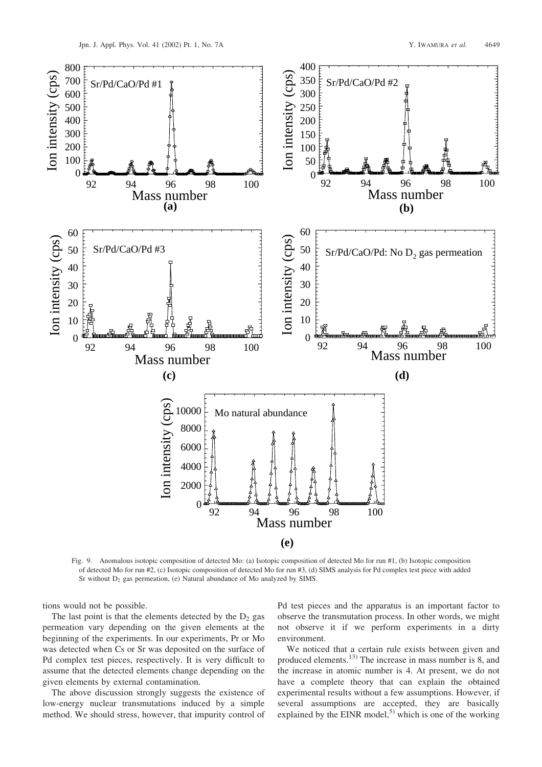Fig. 9. Anomalous isotopic composition of detected Mo: (a) Isotopic composition of detected Mo for run #1, (b) Isotopic composition of detected Mo for run #2, (c) Isotopic composition of detected Mo for run #3, (d) SIMS analysis for Pd complex test piece with added Sr without $D_2$ gas permeation, (e) Natural abundance of Mo analyzed by SIMS.

tions would not be possible.

The last point is that the elements detected by the $D_2$ gas permeation vary depending on the given elements at the beginning of the experiments. In our experiments, Pr or Mo was detected when Cs or Sr was deposited on the surface of Pd complex test pieces, respectively. It is very difficult to assume that the detected elements change depending on the given elements by external contamination.

The above discussion strongly suggests the existence of low-energy nuclear transmutations induced by a simple method. We should stress, however, that impurity control of Pd test pieces and the apparatus is an important factor to observe the transmutation process. In other words, we might not observe it if we perform experiments in a dirty environment.

We noticed that a certain rule exists between given and produced elements.[13] The increase in mass number is 8, and the increase in atomic number is 4. At present, we do not have a complete theory that can explain the obtained experimental results without a few assumptions. However, if several assumptions are accepted, they are basically explained by the EINR model,[5] which is one of the working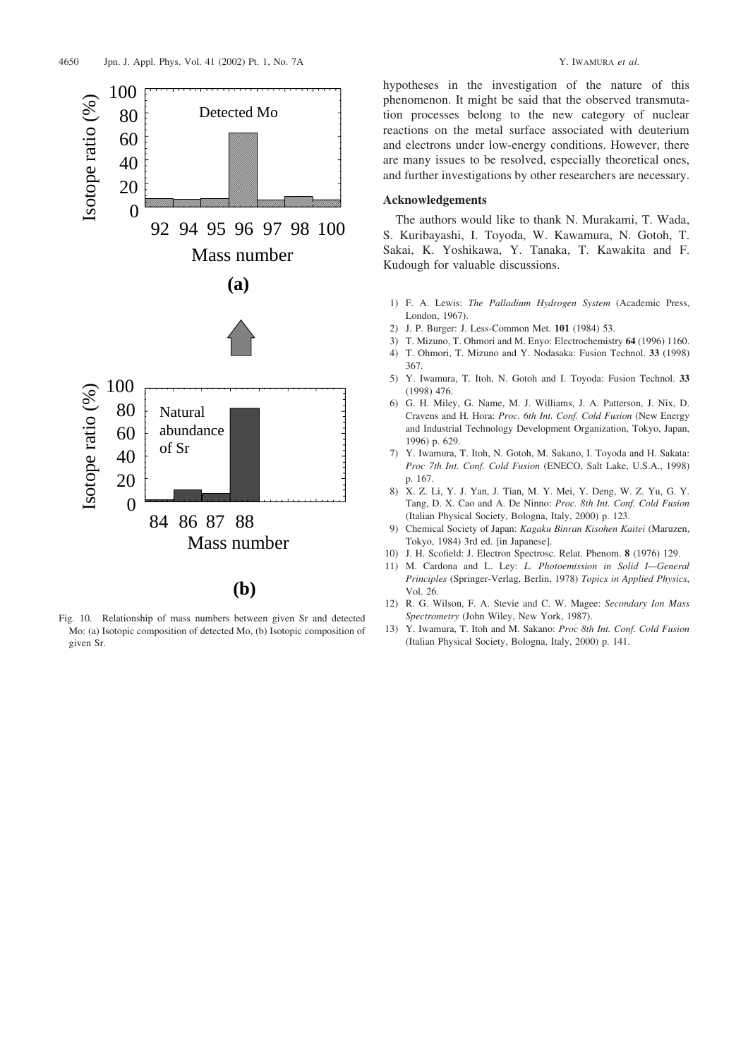Isotope ratio (%)

100

80

60

40

20

0

Detected Mo

92 94 95 96 97 98 100

Mass number

**(a)**

Isotope ratio (%)

100

80

60

40

20

0

Natural abundance of Sr

84 86 87 88

Mass number

**(b)**

Fig. 10. Relationship of mass numbers between given Sr and detected Mo: (a) Isotopic composition of detected Mo, (b) Isotopic composition of given Sr.

hypotheses in the investigation of the nature of this phenomenon. It might be said that the observed transmutation processes belong to the new category of nuclear reactions on the metal surface associated with deuterium and electrons under low-energy conditions. However, there are many issues to be resolved, especially theoretical ones, and further investigations by other researchers are necessary.

### Acknowledgements

The authors would like to thank N. Murakami, T. Wada, S. Kuribayashi, I. Toyoda, W. Kawamura, N. Gotoh, T. Sakai, K. Yoshikawa, Y. Tanaka, T. Kawakita and F. Kudough for valuable discussions.

1) F. A. Lewis: *The Palladium Hydrogen System* (Academic Press, London, 1967).
2) J. P. Burger: J. Less-Common Met. **101** (1984) 53.
3) T. Mizuno, T. Ohmori and M. Enyo: Electrochemistry **64** (1996) 1160.
4) T. Ohmori, T. Mizuno and Y. Nodasaka: Fusion Technol. **33** (1998) 367.
5) Y. Iwamura, T. Itoh, N. Gotoh and I. Toyoda: Fusion Technol. **33** (1998) 476.
6) G. H. Miley, G. Name, M. J. Williams, J. A. Patterson, J. Nix, D. Cravens and H. Hora: *Proc. 6th Int. Conf. Cold Fusion* (New Energy and Industrial Technology Development Organization, Tokyo, Japan, 1996) p. 629.
7) Y. Iwamura, T. Itoh, N. Gotoh, M. Sakano, I. Toyoda and H. Sakata: *Proc 7th Int. Conf. Cold Fusion* (ENECO, Salt Lake, U.S.A., 1998) p. 167.
8) X. Z. Li, Y. J. Yan, J. Tian, M. Y. Mei, Y. Deng, W. Z. Yu, G. Y. Tang, D. X. Cao and A. De Ninno: *Proc. 8th Int. Conf. Cold Fusion* (Italian Physical Society, Bologna, Italy, 2000) p. 123.
9) Chemical Society of Japan: *Kagaku Binran Kisohen Kaitei* (Maruzen, Tokyo, 1984) 3rd ed. [in Japanese].
10) J. H. Scofield: J. Electron Spectrosc. Relat. Phenom. **8** (1976) 129.
11) M. Cardona and L. Ley: *L. Photoemission in Solid I—General Principles* (Springer-Verlag, Berlin, 1978) *Topics in Applied Physics*, Vol. 26.
12) R. G. Wilson, F. A. Stevie and C. W. Magee: *Secondary Ion Mass Spectrometry* (John Wiley, New York, 1987).
13) Y. Iwamura, T. Itoh and M. Sakano: *Proc 8th Int. Conf. Cold Fusion* (Italian Physical Society, Bologna, Italy, 2000) p. 141.